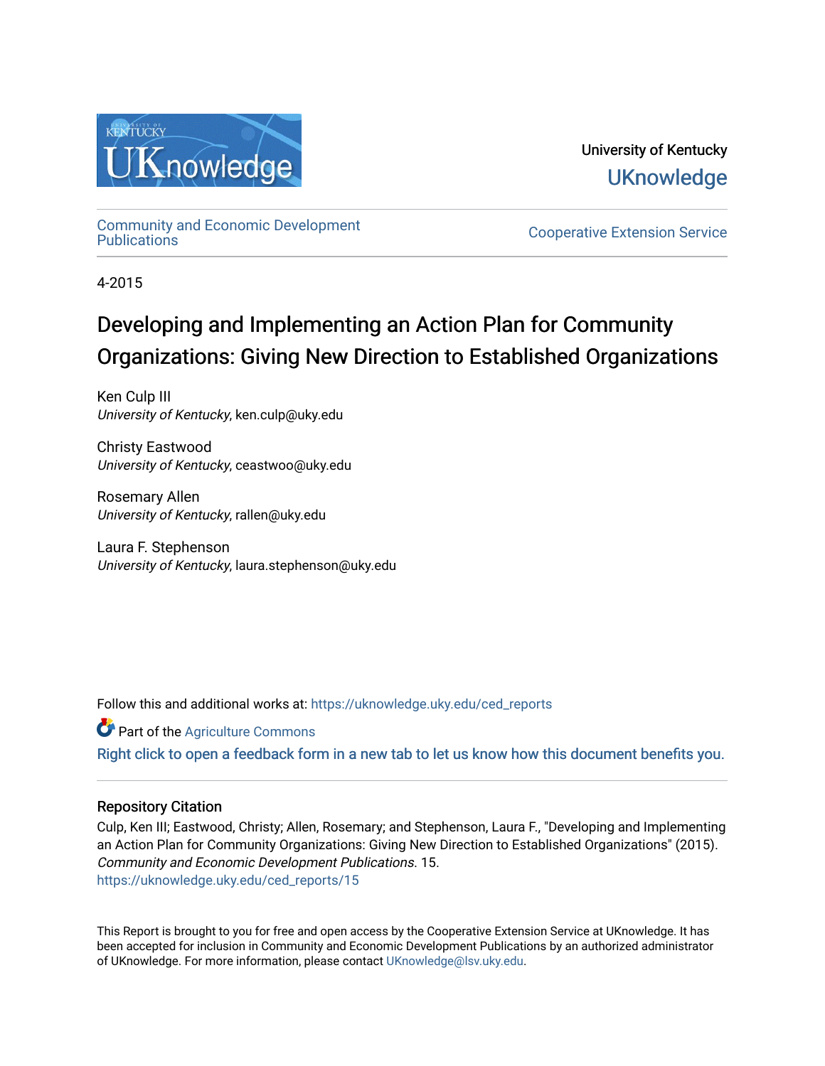University of Kentucky

UKnowledge

Community and Economic Development Publications

Cooperative Extension Service

4-2015

# Developing and Implementing an Action Plan for Community Organizations: Giving New Direction to Established Organizations

Ken Culp III
*University of Kentucky*, ken.culp@uky.edu

Christy Eastwood
*University of Kentucky*, ceastwoo@uky.edu

Rosemary Allen
*University of Kentucky*, rallen@uky.edu

Laura F. Stephenson
*University of Kentucky*, laura.stephenson@uky.edu

Follow this and additional works at: https://uknowledge.uky.edu/ced_reports

Part of the Agriculture Commons

Right click to open a feedback form in a new tab to let us know how this document benefits you.

## Repository Citation

Culp, Ken III; Eastwood, Christy; Allen, Rosemary; and Stephenson, Laura F., "Developing and Implementing an Action Plan for Community Organizations: Giving New Direction to Established Organizations" (2015). *Community and Economic Development Publications*. 15.
https://uknowledge.uky.edu/ced_reports/15

This Report is brought to you for free and open access by the Cooperative Extension Service at UKnowledge. It has been accepted for inclusion in Community and Economic Development Publications by an authorized administrator of UKnowledge. For more information, please contact UKnowledge@lsv.uky.edu.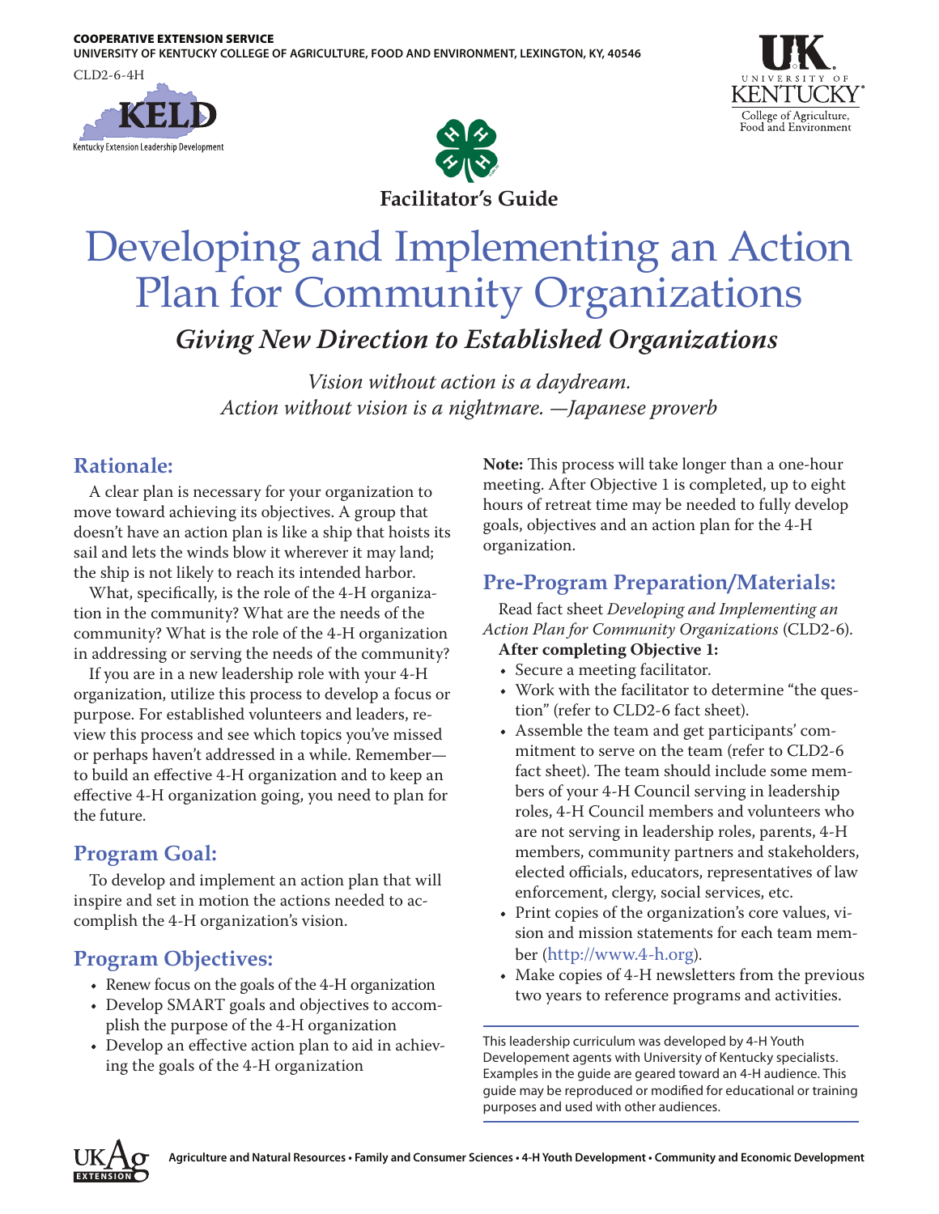COOPERATIVE EXTENSION SERVICE
UNIVERSITY OF KENTUCKY COLLEGE OF AGRICULTURE, FOOD AND ENVIRONMENT, LEXINGTON, KY, 40546

CLD2-6-4H

**Facilitator's Guide**

# Developing and Implementing an Action Plan for Community Organizations

## *Giving New Direction to Established Organizations*

*Vision without action is a daydream.*
*Action without vision is a nightmare. —Japanese proverb*

## Rationale:

A clear plan is necessary for your organization to move toward achieving its objectives. A group that doesn't have an action plan is like a ship that hoists its sail and lets the winds blow it wherever it may land; the ship is not likely to reach its intended harbor.

What, specifically, is the role of the 4-H organization in the community? What are the needs of the community? What is the role of the 4-H organization in addressing or serving the needs of the community?

If you are in a new leadership role with your 4-H organization, utilize this process to develop a focus or purpose. For established volunteers and leaders, review this process and see which topics you've missed or perhaps haven't addressed in a while. Remember—to build an effective 4-H organization and to keep an effective 4-H organization going, you need to plan for the future.

## Program Goal:

To develop and implement an action plan that will inspire and set in motion the actions needed to accomplish the 4-H organization's vision.

## Program Objectives:

- Renew focus on the goals of the 4-H organization
- Develop SMART goals and objectives to accomplish the purpose of the 4-H organization
- Develop an effective action plan to aid in achieving the goals of the 4-H organization

**Note:** This process will take longer than a one-hour meeting. After Objective 1 is completed, up to eight hours of retreat time may be needed to fully develop goals, objectives and an action plan for the 4-H organization.

## Pre-Program Preparation/Materials:

Read fact sheet *Developing and Implementing an Action Plan for Community Organizations* (CLD2-6).

**After completing Objective 1:**

- Secure a meeting facilitator.
- Work with the facilitator to determine "the question" (refer to CLD2-6 fact sheet).
- Assemble the team and get participants' commitment to serve on the team (refer to CLD2-6 fact sheet). The team should include some members of your 4-H Council serving in leadership roles, 4-H Council members and volunteers who are not serving in leadership roles, parents, 4-H members, community partners and stakeholders, elected officials, educators, representatives of law enforcement, clergy, social services, etc.
- Print copies of the organization's core values, vision and mission statements for each team member (http://www.4-h.org).
- Make copies of 4-H newsletters from the previous two years to reference programs and activities.

This leadership curriculum was developed by 4-H Youth Developement agents with University of Kentucky specialists. Examples in the guide are geared toward an 4-H audience. This guide may be reproduced or modified for educational or training purposes and used with other audiences.

Agriculture and Natural Resources • Family and Consumer Sciences • 4-H Youth Development • Community and Economic Development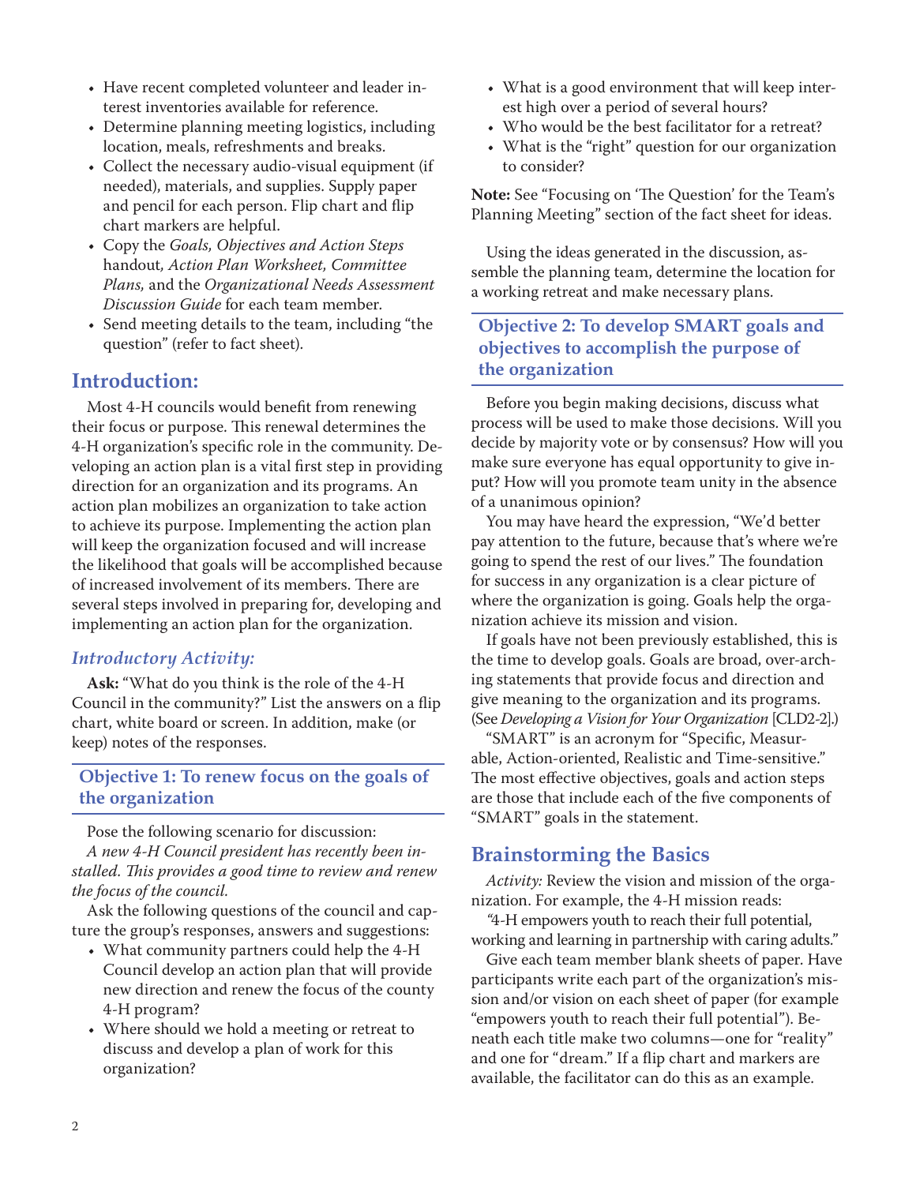- Have recent completed volunteer and leader interest inventories available for reference.
- Determine planning meeting logistics, including location, meals, refreshments and breaks.
- Collect the necessary audio-visual equipment (if needed), materials, and supplies. Supply paper and pencil for each person. Flip chart and flip chart markers are helpful.
- Copy the *Goals, Objectives and Action Steps* handout, *Action Plan Worksheet, Committee Plans,* and the *Organizational Needs Assessment Discussion Guide* for each team member.
- Send meeting details to the team, including "the question" (refer to fact sheet).

## Introduction:

Most 4-H councils would benefit from renewing their focus or purpose. This renewal determines the 4-H organization's specific role in the community. Developing an action plan is a vital first step in providing direction for an organization and its programs. An action plan mobilizes an organization to take action to achieve its purpose. Implementing the action plan will keep the organization focused and will increase the likelihood that goals will be accomplished because of increased involvement of its members. There are several steps involved in preparing for, developing and implementing an action plan for the organization.

### *Introductory Activity:*

**Ask:** "What do you think is the role of the 4-H Council in the community?" List the answers on a flip chart, white board or screen. In addition, make (or keep) notes of the responses.

### Objective 1: To renew focus on the goals of the organization

Pose the following scenario for discussion:

*A new 4-H Council president has recently been installed. This provides a good time to review and renew the focus of the council.*

Ask the following questions of the council and capture the group's responses, answers and suggestions:

- What community partners could help the 4-H Council develop an action plan that will provide new direction and renew the focus of the county 4-H program?
- Where should we hold a meeting or retreat to discuss and develop a plan of work for this organization?
- What is a good environment that will keep interest high over a period of several hours?
- Who would be the best facilitator for a retreat?
- What is the "right" question for our organization to consider?

**Note:** See "Focusing on 'The Question' for the Team's Planning Meeting" section of the fact sheet for ideas.

Using the ideas generated in the discussion, assemble the planning team, determine the location for a working retreat and make necessary plans.

### Objective 2: To develop SMART goals and objectives to accomplish the purpose of the organization

Before you begin making decisions, discuss what process will be used to make those decisions. Will you decide by majority vote or by consensus? How will you make sure everyone has equal opportunity to give input? How will you promote team unity in the absence of a unanimous opinion?

You may have heard the expression, "We'd better pay attention to the future, because that's where we're going to spend the rest of our lives." The foundation for success in any organization is a clear picture of where the organization is going. Goals help the organization achieve its mission and vision.

If goals have not been previously established, this is the time to develop goals. Goals are broad, over-arching statements that provide focus and direction and give meaning to the organization and its programs. (See *Developing a Vision for Your Organization* [CLD2-2].)

"SMART" is an acronym for "Specific, Measurable, Action-oriented, Realistic and Time-sensitive." The most effective objectives, goals and action steps are those that include each of the five components of "SMART" goals in the statement.

## Brainstorming the Basics

*Activity:* Review the vision and mission of the organization. For example, the 4-H mission reads:

"4-H empowers youth to reach their full potential, working and learning in partnership with caring adults."

Give each team member blank sheets of paper. Have participants write each part of the organization's mission and/or vision on each sheet of paper (for example "empowers youth to reach their full potential"). Beneath each title make two columns—one for "reality" and one for "dream." If a flip chart and markers are available, the facilitator can do this as an example.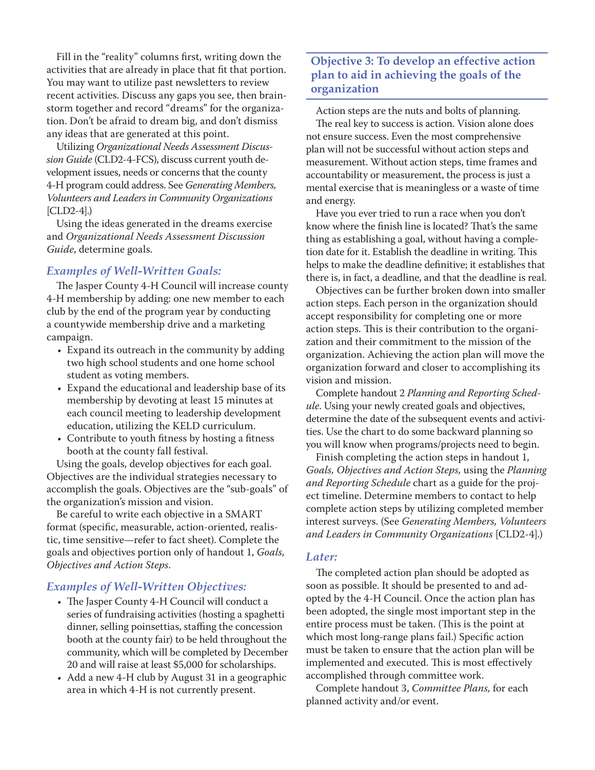Fill in the "reality" columns first, writing down the activities that are already in place that fit that portion. You may want to utilize past newsletters to review recent activities. Discuss any gaps you see, then brainstorm together and record "dreams" for the organization. Don't be afraid to dream big, and don't dismiss any ideas that are generated at this point.

Utilizing *Organizational Needs Assessment Discussion Guide* (CLD2-4-FCS), discuss current youth development issues, needs or concerns that the county 4-H program could address. See *Generating Members, Volunteers and Leaders in Community Organizations* [CLD2-4].)

Using the ideas generated in the dreams exercise and *Organizational Needs Assessment Discussion Guide*, determine goals.

### *Examples of Well-Written Goals:*

The Jasper County 4-H Council will increase county 4-H membership by adding: one new member to each club by the end of the program year by conducting a countywide membership drive and a marketing campaign.

- Expand its outreach in the community by adding two high school students and one home school student as voting members.
- Expand the educational and leadership base of its membership by devoting at least 15 minutes at each council meeting to leadership development education, utilizing the KELD curriculum.
- Contribute to youth fitness by hosting a fitness booth at the county fall festival.

Using the goals, develop objectives for each goal. Objectives are the individual strategies necessary to accomplish the goals. Objectives are the "sub-goals" of the organization's mission and vision.

Be careful to write each objective in a SMART format (specific, measurable, action-oriented, realistic, time sensitive—refer to fact sheet). Complete the goals and objectives portion only of handout 1, *Goals, Objectives and Action Steps*.

### *Examples of Well-Written Objectives:*

- The Jasper County 4-H Council will conduct a series of fundraising activities (hosting a spaghetti dinner, selling poinsettias, staffing the concession booth at the county fair) to be held throughout the community, which will be completed by December 20 and will raise at least $5,000 for scholarships.
- Add a new 4-H club by August 31 in a geographic area in which 4-H is not currently present.

## Objective 3: To develop an effective action plan to aid in achieving the goals of the organization

Action steps are the nuts and bolts of planning.

The real key to success is action. Vision alone does not ensure success. Even the most comprehensive plan will not be successful without action steps and measurement. Without action steps, time frames and accountability or measurement, the process is just a mental exercise that is meaningless or a waste of time and energy.

Have you ever tried to run a race when you don't know where the finish line is located? That's the same thing as establishing a goal, without having a completion date for it. Establish the deadline in writing. This helps to make the deadline definitive; it establishes that there is, in fact, a deadline, and that the deadline is real.

Objectives can be further broken down into smaller action steps. Each person in the organization should accept responsibility for completing one or more action steps. This is their contribution to the organization and their commitment to the mission of the organization. Achieving the action plan will move the organization forward and closer to accomplishing its vision and mission.

Complete handout 2 *Planning and Reporting Schedule*. Using your newly created goals and objectives, determine the date of the subsequent events and activities. Use the chart to do some backward planning so you will know when programs/projects need to begin.

Finish completing the action steps in handout 1, *Goals, Objectives and Action Steps,* using the *Planning and Reporting Schedule* chart as a guide for the project timeline. Determine members to contact to help complete action steps by utilizing completed member interest surveys. (See *Generating Members, Volunteers and Leaders in Community Organizations* [CLD2-4].)

### *Later:*

The completed action plan should be adopted as soon as possible. It should be presented to and adopted by the 4-H Council. Once the action plan has been adopted, the single most important step in the entire process must be taken. (This is the point at which most long-range plans fail.) Specific action must be taken to ensure that the action plan will be implemented and executed. This is most effectively accomplished through committee work.

Complete handout 3, *Committee Plans,* for each planned activity and/or event.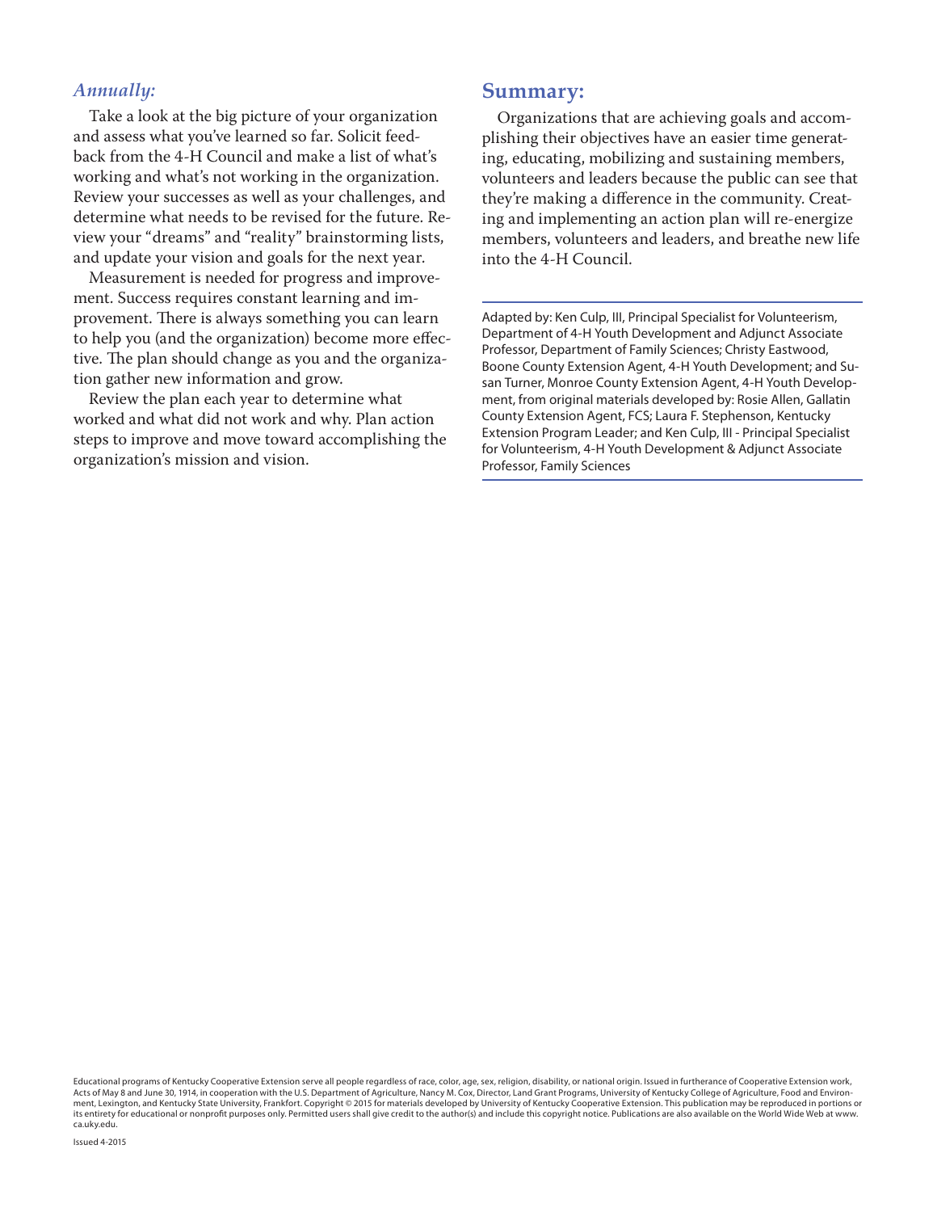### *Annually:*

Take a look at the big picture of your organization and assess what you've learned so far. Solicit feedback from the 4-H Council and make a list of what's working and what's not working in the organization. Review your successes as well as your challenges, and determine what needs to be revised for the future. Review your "dreams" and "reality" brainstorming lists, and update your vision and goals for the next year.

Measurement is needed for progress and improvement. Success requires constant learning and improvement. There is always something you can learn to help you (and the organization) become more effective. The plan should change as you and the organization gather new information and grow.

Review the plan each year to determine what worked and what did not work and why. Plan action steps to improve and move toward accomplishing the organization's mission and vision.

## Summary:

Organizations that are achieving goals and accomplishing their objectives have an easier time generating, educating, mobilizing and sustaining members, volunteers and leaders because the public can see that they're making a difference in the community. Creating and implementing an action plan will re-energize members, volunteers and leaders, and breathe new life into the 4-H Council.

---

Adapted by: Ken Culp, III, Principal Specialist for Volunteerism, Department of 4-H Youth Development and Adjunct Associate Professor, Department of Family Sciences; Christy Eastwood, Boone County Extension Agent, 4-H Youth Development; and Susan Turner, Monroe County Extension Agent, 4-H Youth Development, from original materials developed by: Rosie Allen, Gallatin County Extension Agent, FCS; Laura F. Stephenson, Kentucky Extension Program Leader; and Ken Culp, III - Principal Specialist for Volunteerism, 4-H Youth Development & Adjunct Associate Professor, Family Sciences

---

Educational programs of Kentucky Cooperative Extension serve all people regardless of race, color, age, sex, religion, disability, or national origin. Issued in furtherance of Cooperative Extension work, Acts of May 8 and June 30, 1914, in cooperation with the U.S. Department of Agriculture, Nancy M. Cox, Director, Land Grant Programs, University of Kentucky College of Agriculture, Food and Environment, Lexington, and Kentucky State University, Frankfort. Copyright © 2015 for materials developed by University of Kentucky Cooperative Extension. This publication may be reproduced in portions or its entirety for educational or nonprofit purposes only. Permitted users shall give credit to the author(s) and include this copyright notice. Publications are also available on the World Wide Web at www.ca.uky.edu.

Issued 4-2015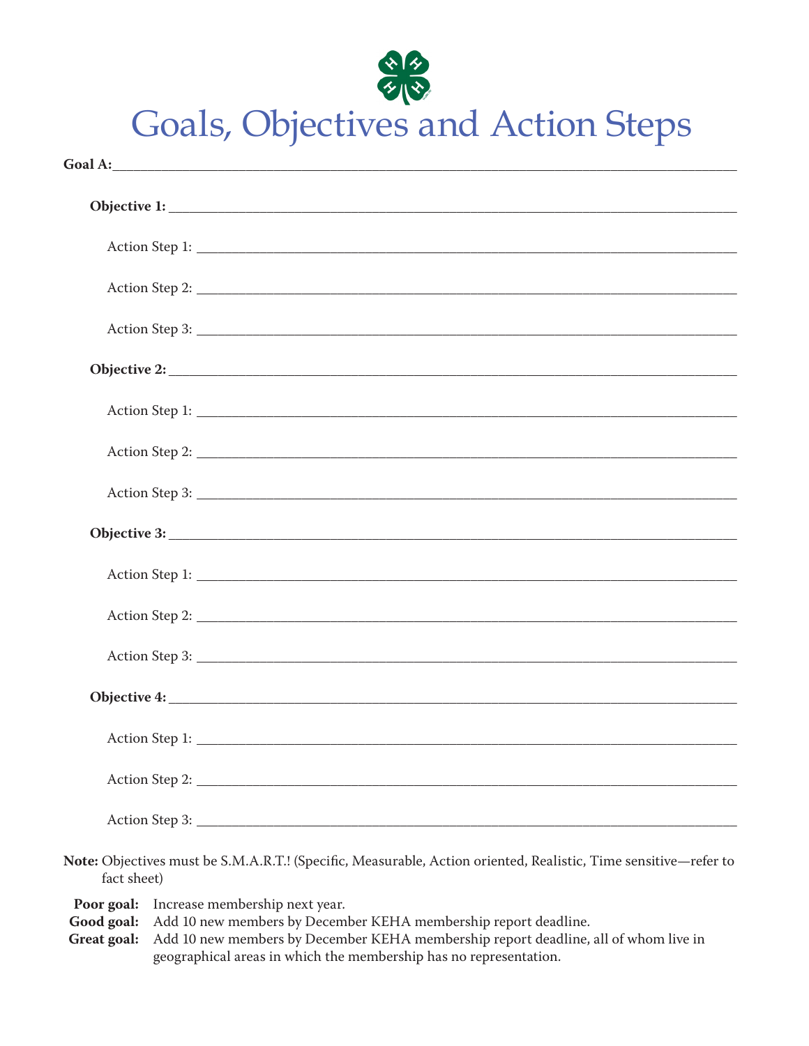# Goals, Objectives and Action Steps

**Goal A:**\_\_\_\_\_\_\_\_\_\_\_\_\_\_\_\_\_\_\_\_\_\_\_\_\_\_\_\_\_\_\_\_\_\_\_\_\_\_\_\_\_\_\_\_

**Objective 1:** \_\_\_\_\_\_\_\_\_\_\_\_\_\_\_\_\_\_\_\_\_\_\_\_\_\_\_\_\_\_\_\_\_\_\_\_\_\_\_\_

Action Step 1: \_\_\_\_\_\_\_\_\_\_\_\_\_\_\_\_\_\_\_\_\_\_\_\_\_\_\_\_\_\_\_\_\_\_\_\_\_\_\_

Action Step 2: \_\_\_\_\_\_\_\_\_\_\_\_\_\_\_\_\_\_\_\_\_\_\_\_\_\_\_\_\_\_\_\_\_\_\_\_\_\_\_

Action Step 3: \_\_\_\_\_\_\_\_\_\_\_\_\_\_\_\_\_\_\_\_\_\_\_\_\_\_\_\_\_\_\_\_\_\_\_\_\_\_\_

**Objective 2:** \_\_\_\_\_\_\_\_\_\_\_\_\_\_\_\_\_\_\_\_\_\_\_\_\_\_\_\_\_\_\_\_\_\_\_\_\_\_\_\_

Action Step 1: \_\_\_\_\_\_\_\_\_\_\_\_\_\_\_\_\_\_\_\_\_\_\_\_\_\_\_\_\_\_\_\_\_\_\_\_\_\_\_

Action Step 2: \_\_\_\_\_\_\_\_\_\_\_\_\_\_\_\_\_\_\_\_\_\_\_\_\_\_\_\_\_\_\_\_\_\_\_\_\_\_\_

Action Step 3: \_\_\_\_\_\_\_\_\_\_\_\_\_\_\_\_\_\_\_\_\_\_\_\_\_\_\_\_\_\_\_\_\_\_\_\_\_\_\_

**Objective 3:** \_\_\_\_\_\_\_\_\_\_\_\_\_\_\_\_\_\_\_\_\_\_\_\_\_\_\_\_\_\_\_\_\_\_\_\_\_\_\_\_

Action Step 1: \_\_\_\_\_\_\_\_\_\_\_\_\_\_\_\_\_\_\_\_\_\_\_\_\_\_\_\_\_\_\_\_\_\_\_\_\_\_\_

Action Step 2: \_\_\_\_\_\_\_\_\_\_\_\_\_\_\_\_\_\_\_\_\_\_\_\_\_\_\_\_\_\_\_\_\_\_\_\_\_\_\_

Action Step 3: \_\_\_\_\_\_\_\_\_\_\_\_\_\_\_\_\_\_\_\_\_\_\_\_\_\_\_\_\_\_\_\_\_\_\_\_\_\_\_

**Objective 4:** \_\_\_\_\_\_\_\_\_\_\_\_\_\_\_\_\_\_\_\_\_\_\_\_\_\_\_\_\_\_\_\_\_\_\_\_\_\_\_\_

Action Step 1: \_\_\_\_\_\_\_\_\_\_\_\_\_\_\_\_\_\_\_\_\_\_\_\_\_\_\_\_\_\_\_\_\_\_\_\_\_\_\_

Action Step 2: \_\_\_\_\_\_\_\_\_\_\_\_\_\_\_\_\_\_\_\_\_\_\_\_\_\_\_\_\_\_\_\_\_\_\_\_\_\_\_

Action Step 3: \_\_\_\_\_\_\_\_\_\_\_\_\_\_\_\_\_\_\_\_\_\_\_\_\_\_\_\_\_\_\_\_\_\_\_\_\_\_\_

**Note:** Objectives must be S.M.A.R.T.! (Specific, Measurable, Action oriented, Realistic, Time sensitive—refer to fact sheet)

**Poor goal:** Increase membership next year.

**Good goal:** Add 10 new members by December KEHA membership report deadline.

**Great goal:** Add 10 new members by December KEHA membership report deadline, all of whom live in geographical areas in which the membership has no representation.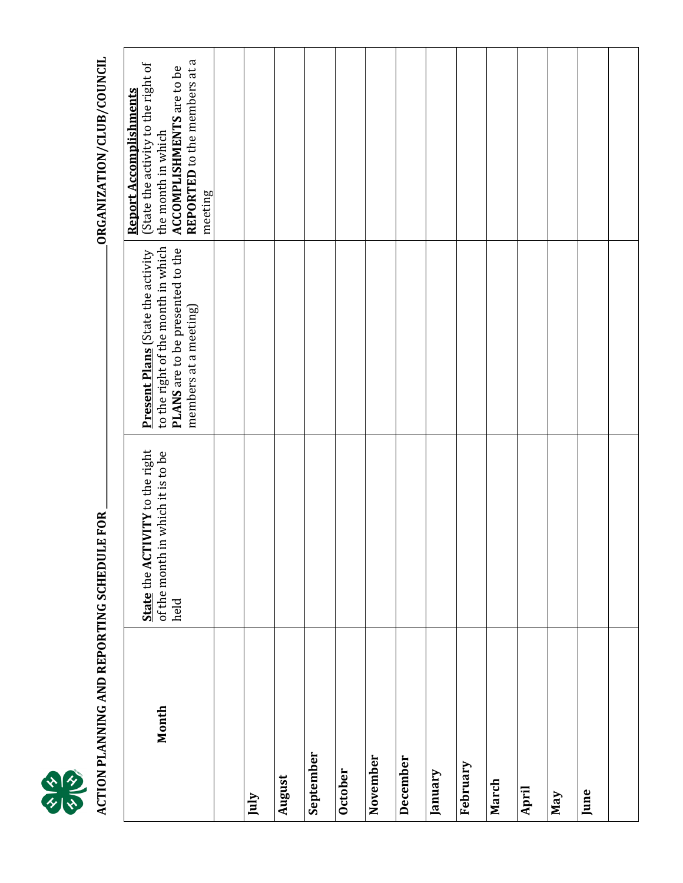## ACTION PLANNING AND REPORTING SCHEDULE FOR ____________________ ORGANIZATION/CLUB/COUNCIL

| Month | **State** the **ACTIVITY** to the right of the month in which it is to be held | **Present Plans** (State the activity to the right of the month in which **PLANS** are to be presented to the members at a meeting) | **Report Accomplishments** (State the activity to the right of the month in which **ACCOMPLISHMENTS** are to be **REPORTED** to the members at a meeting |
|---|---|---|---|
| | | | |
| **July** | | | |
| **August** | | | |
| **September** | | | |
| **October** | | | |
| **November** | | | |
| **December** | | | |
| **January** | | | |
| **February** | | | |
| **March** | | | |
| **April** | | | |
| **May** | | | |
| **June** | | | |
| | | | |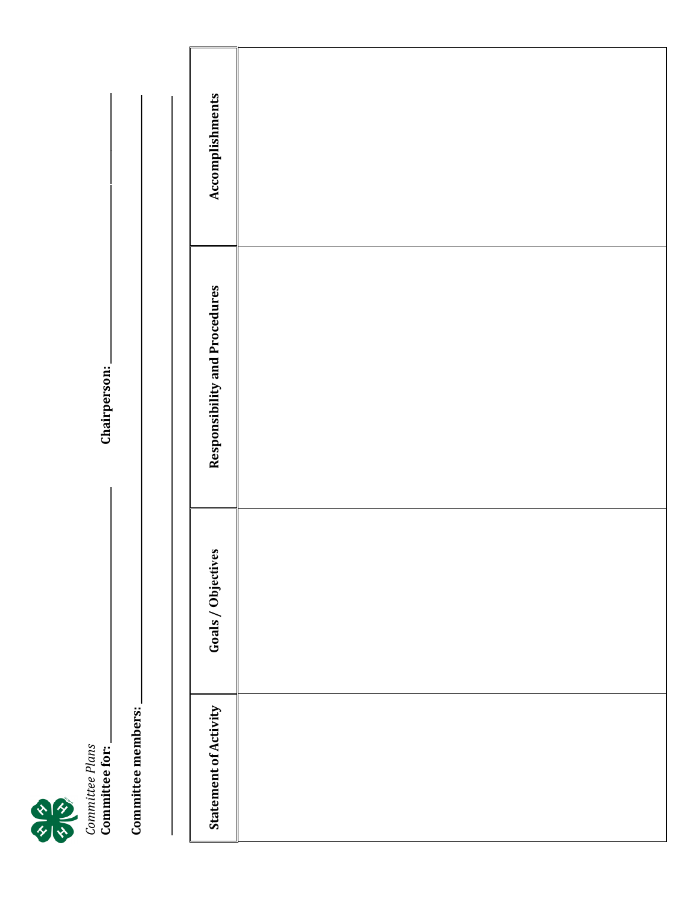*Committee Plans*

**Committee for:** ______________________ **Chairperson:** ______________________

**Committee members:** ______________________________________________

______________________________________________

| Statement of Activity | Goals / Objectives | Responsibility and Procedures | Accomplishments |
|---|---|---|---|
| | | | |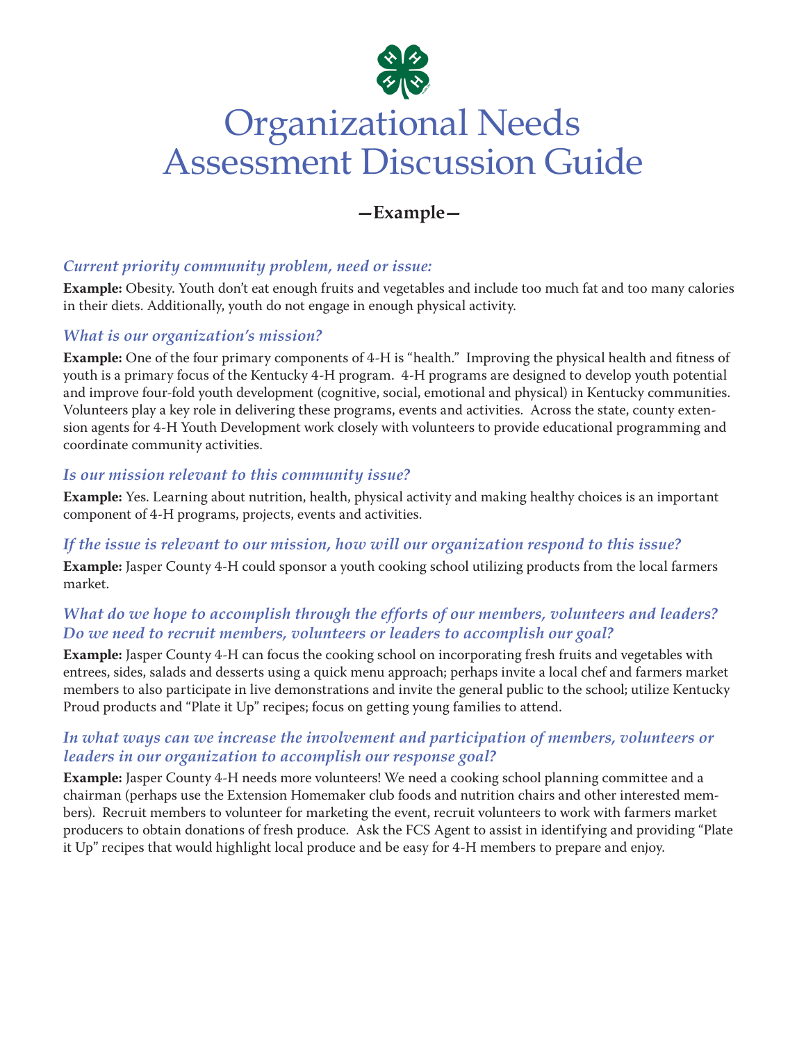# Organizational Needs Assessment Discussion Guide

## —Example—

### *Current priority community problem, need or issue:*

**Example:** Obesity. Youth don't eat enough fruits and vegetables and include too much fat and too many calories in their diets. Additionally, youth do not engage in enough physical activity.

### *What is our organization's mission?*

**Example:** One of the four primary components of 4-H is "health." Improving the physical health and fitness of youth is a primary focus of the Kentucky 4-H program. 4-H programs are designed to develop youth potential and improve four-fold youth development (cognitive, social, emotional and physical) in Kentucky communities. Volunteers play a key role in delivering these programs, events and activities. Across the state, county extension agents for 4-H Youth Development work closely with volunteers to provide educational programming and coordinate community activities.

### *Is our mission relevant to this community issue?*

**Example:** Yes. Learning about nutrition, health, physical activity and making healthy choices is an important component of 4-H programs, projects, events and activities.

### *If the issue is relevant to our mission, how will our organization respond to this issue?*

**Example:** Jasper County 4-H could sponsor a youth cooking school utilizing products from the local farmers market.

### *What do we hope to accomplish through the efforts of our members, volunteers and leaders? Do we need to recruit members, volunteers or leaders to accomplish our goal?*

**Example:** Jasper County 4-H can focus the cooking school on incorporating fresh fruits and vegetables with entrees, sides, salads and desserts using a quick menu approach; perhaps invite a local chef and farmers market members to also participate in live demonstrations and invite the general public to the school; utilize Kentucky Proud products and "Plate it Up" recipes; focus on getting young families to attend.

### *In what ways can we increase the involvement and participation of members, volunteers or leaders in our organization to accomplish our response goal?*

**Example:** Jasper County 4-H needs more volunteers! We need a cooking school planning committee and a chairman (perhaps use the Extension Homemaker club foods and nutrition chairs and other interested members). Recruit members to volunteer for marketing the event, recruit volunteers to work with farmers market producers to obtain donations of fresh produce. Ask the FCS Agent to assist in identifying and providing "Plate it Up" recipes that would highlight local produce and be easy for 4-H members to prepare and enjoy.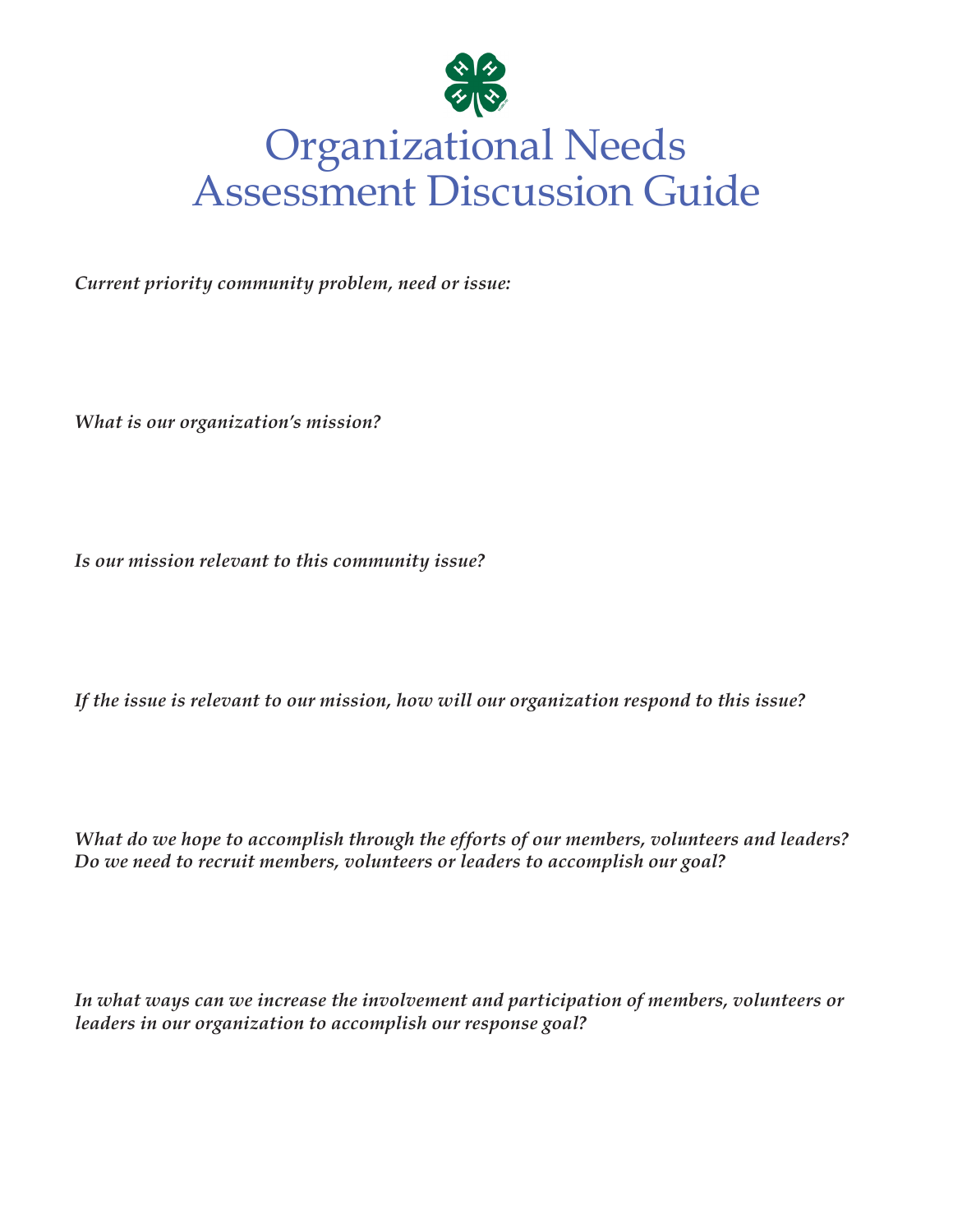# Organizational Needs Assessment Discussion Guide

***Current priority community problem, need or issue:***

***What is our organization's mission?***

***Is our mission relevant to this community issue?***

***If the issue is relevant to our mission, how will our organization respond to this issue?***

***What do we hope to accomplish through the efforts of our members, volunteers and leaders? Do we need to recruit members, volunteers or leaders to accomplish our goal?***

***In what ways can we increase the involvement and participation of members, volunteers or leaders in our organization to accomplish our response goal?***